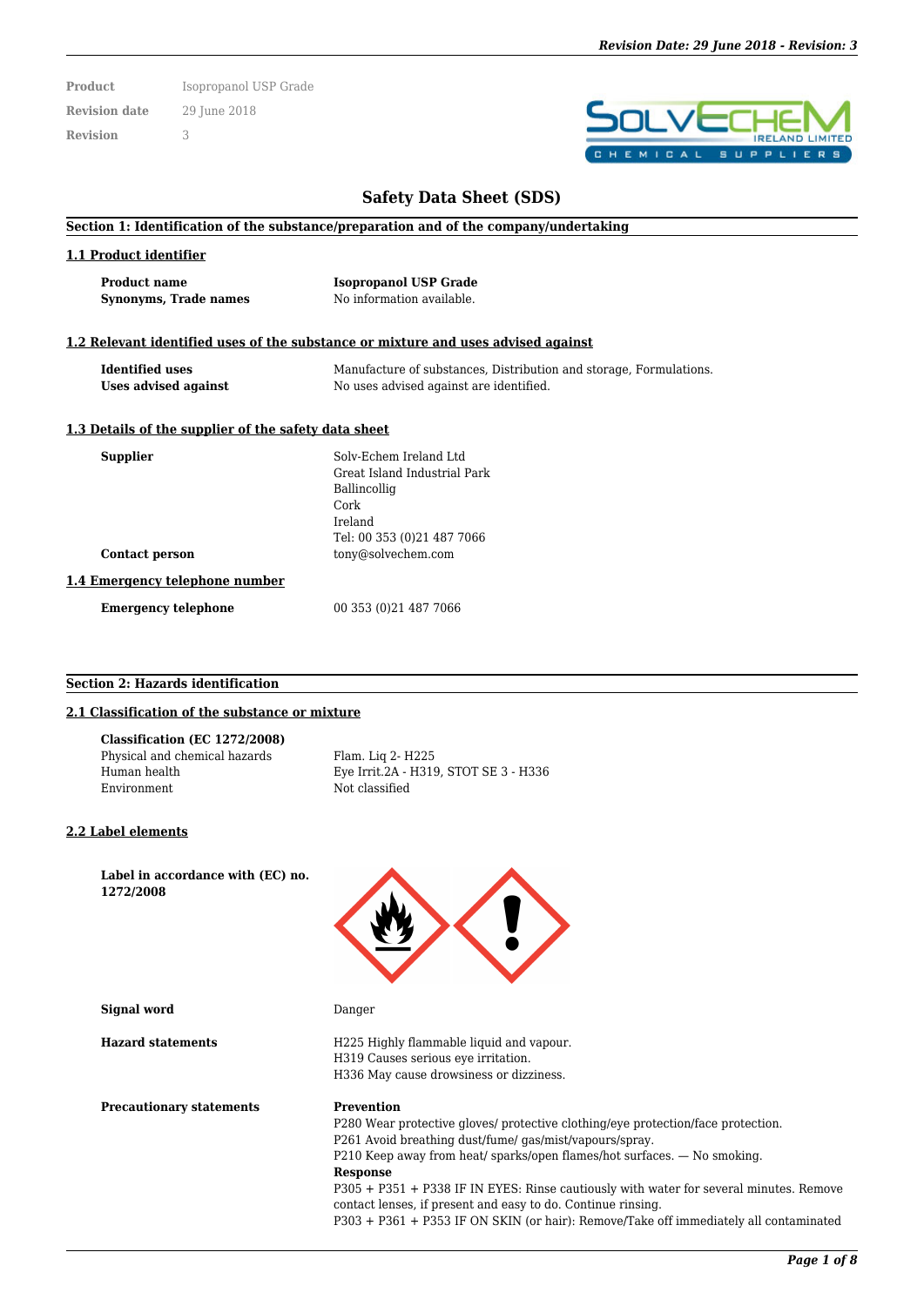| | |
|---|---|
| **Product** | Isopropanol USP Grade |
| **Revision date** | 29 June 2018 |
| **Revision** | 3 |

# Safety Data Sheet (SDS)

## Section 1: Identification of the substance/preparation and of the company/undertaking

### 1.1 Product identifier

| | |
|---|---|
| **Product name** | **Isopropanol USP Grade** |
| **Synonyms, Trade names** | No information available. |

### 1.2 Relevant identified uses of the substance or mixture and uses advised against

| | |
|---|---|
| **Identified uses** | Manufacture of substances, Distribution and storage, Formulations. |
| **Uses advised against** | No uses advised against are identified. |

### 1.3 Details of the supplier of the safety data sheet

**Supplier**

Solv-Echem Ireland Ltd
Great Island Industrial Park
Ballincollig
Cork
Ireland
Tel: 00 353 (0)21 487 7066

**Contact person** tony@solvechem.com

### 1.4 Emergency telephone number

**Emergency telephone** 00 353 (0)21 487 7066

## Section 2: Hazards identification

### 2.1 Classification of the substance or mixture

**Classification (EC 1272/2008)**

| | |
|---|---|
| Physical and chemical hazards | Flam. Liq 2- H225 |
| Human health | Eye Irrit.2A - H319, STOT SE 3 - H336 |
| Environment | Not classified |

### 2.2 Label elements

**Label in accordance with (EC) no. 1272/2008**

**Signal word** Danger

**Hazard statements**

H225 Highly flammable liquid and vapour.
H319 Causes serious eye irritation.
H336 May cause drowsiness or dizziness.

**Precautionary statements**

**Prevention**
P280 Wear protective gloves/ protective clothing/eye protection/face protection.
P261 Avoid breathing dust/fume/ gas/mist/vapours/spray.
P210 Keep away from heat/ sparks/open flames/hot surfaces. — No smoking.
**Response**
P305 + P351 + P338 IF IN EYES: Rinse cautiously with water for several minutes. Remove contact lenses, if present and easy to do. Continue rinsing.
P303 + P361 + P353 IF ON SKIN (or hair): Remove/Take off immediately all contaminated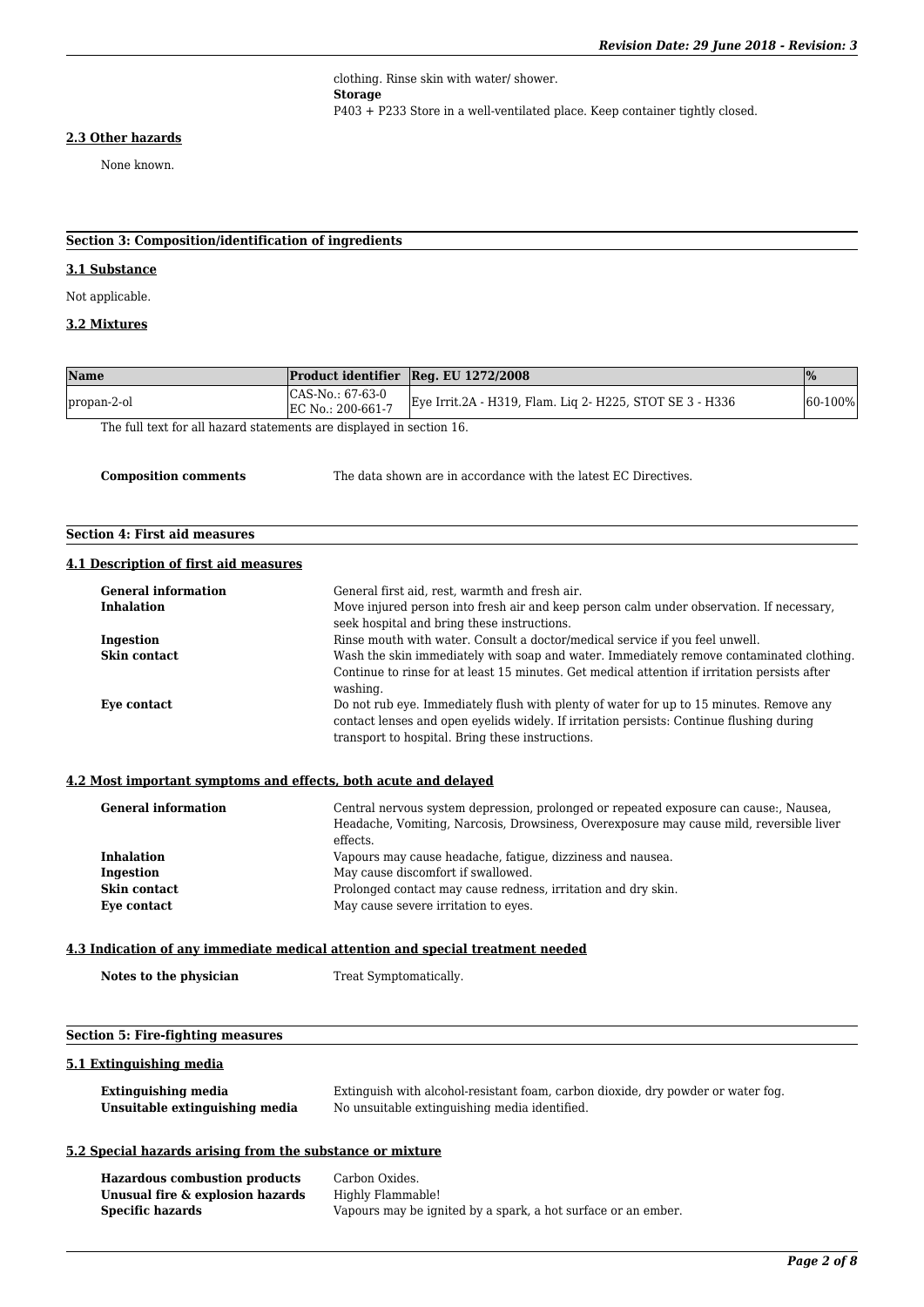clothing. Rinse skin with water/ shower.

**Storage**

P403 + P233 Store in a well-ventilated place. Keep container tightly closed.

### 2.3 Other hazards

None known.

## Section 3: Composition/identification of ingredients

### 3.1 Substance

Not applicable.

### 3.2 Mixtures

| Name | Product identifier | Reg. EU 1272/2008 | % |
|---|---|---|---|
| propan-2-ol | CAS-No.: 67-63-0<br>EC No.: 200-661-7 | Eye Irrit.2A - H319, Flam. Liq 2- H225, STOT SE 3 - H336 | 60-100% |

The full text for all hazard statements are displayed in section 16.

**Composition comments** The data shown are in accordance with the latest EC Directives.

## Section 4: First aid measures

### 4.1 Description of first aid measures

**General information** General first aid, rest, warmth and fresh air.

**Inhalation** Move injured person into fresh air and keep person calm under observation. If necessary, seek hospital and bring these instructions.

**Ingestion** Rinse mouth with water. Consult a doctor/medical service if you feel unwell.

**Skin contact** Wash the skin immediately with soap and water. Immediately remove contaminated clothing. Continue to rinse for at least 15 minutes. Get medical attention if irritation persists after washing.

**Eye contact** Do not rub eye. Immediately flush with plenty of water for up to 15 minutes. Remove any contact lenses and open eyelids widely. If irritation persists: Continue flushing during transport to hospital. Bring these instructions.

### 4.2 Most important symptoms and effects, both acute and delayed

**General information** Central nervous system depression, prolonged or repeated exposure can cause:, Nausea, Headache, Vomiting, Narcosis, Drowsiness, Overexposure may cause mild, reversible liver effects.

**Inhalation** Vapours may cause headache, fatigue, dizziness and nausea.

**Ingestion** May cause discomfort if swallowed.

**Skin contact** Prolonged contact may cause redness, irritation and dry skin.

**Eye contact** May cause severe irritation to eyes.

### 4.3 Indication of any immediate medical attention and special treatment needed

**Notes to the physician** Treat Symptomatically.

## Section 5: Fire-fighting measures

### 5.1 Extinguishing media

**Extinguishing media** Extinguish with alcohol-resistant foam, carbon dioxide, dry powder or water fog.

**Unsuitable extinguishing media** No unsuitable extinguishing media identified.

### 5.2 Special hazards arising from the substance or mixture

**Hazardous combustion products** Carbon Oxides.

**Unusual fire & explosion hazards** Highly Flammable!

**Specific hazards** Vapours may be ignited by a spark, a hot surface or an ember.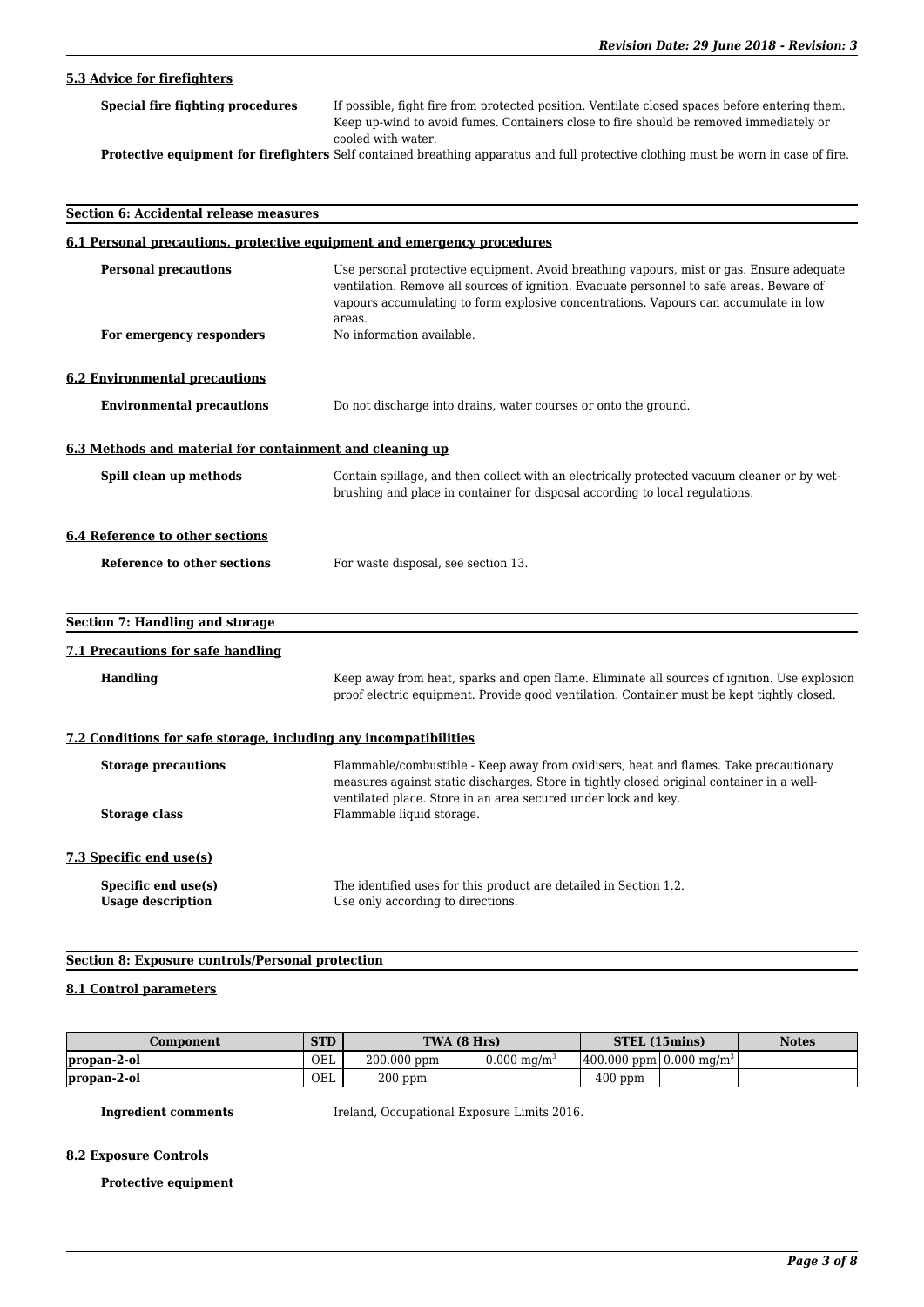### 5.3 Advice for firefighters

**Special fire fighting procedures** If possible, fight fire from protected position. Ventilate closed spaces before entering them. Keep up-wind to avoid fumes. Containers close to fire should be removed immediately or cooled with water.

**Protective equipment for firefighters** Self contained breathing apparatus and full protective clothing must be worn in case of fire.

## Section 6: Accidental release measures

### 6.1 Personal precautions, protective equipment and emergency procedures

**Personal precautions** Use personal protective equipment. Avoid breathing vapours, mist or gas. Ensure adequate ventilation. Remove all sources of ignition. Evacuate personnel to safe areas. Beware of vapours accumulating to form explosive concentrations. Vapours can accumulate in low areas.

**For emergency responders** No information available.

### 6.2 Environmental precautions

**Environmental precautions** Do not discharge into drains, water courses or onto the ground.

### 6.3 Methods and material for containment and cleaning up

**Spill clean up methods** Contain spillage, and then collect with an electrically protected vacuum cleaner or by wet-brushing and place in container for disposal according to local regulations.

### 6.4 Reference to other sections

**Reference to other sections** For waste disposal, see section 13.

## Section 7: Handling and storage

### 7.1 Precautions for safe handling

**Handling** Keep away from heat, sparks and open flame. Eliminate all sources of ignition. Use explosion proof electric equipment. Provide good ventilation. Container must be kept tightly closed.

### 7.2 Conditions for safe storage, including any incompatibilities

**Storage precautions** Flammable/combustible - Keep away from oxidisers, heat and flames. Take precautionary measures against static discharges. Store in tightly closed original container in a well-ventilated place. Store in an area secured under lock and key.

**Storage class** Flammable liquid storage.

### 7.3 Specific end use(s)

**Specific end use(s)** The identified uses for this product are detailed in Section 1.2.

**Usage description** Use only according to directions.

## Section 8: Exposure controls/Personal protection

### 8.1 Control parameters

| Component | STD | TWA (8 Hrs) | | STEL (15mins) | | Notes |
|---|---|---|---|---|---|---|
| propan-2-ol | OEL | 200.000 ppm | 0.000 mg/m$^3$ | 400.000 ppm | 0.000 mg/m$^3$ | |
| propan-2-ol | OEL | 200 ppm | | 400 ppm | | |

**Ingredient comments** Ireland, Occupational Exposure Limits 2016.

### 8.2 Exposure Controls

**Protective equipment**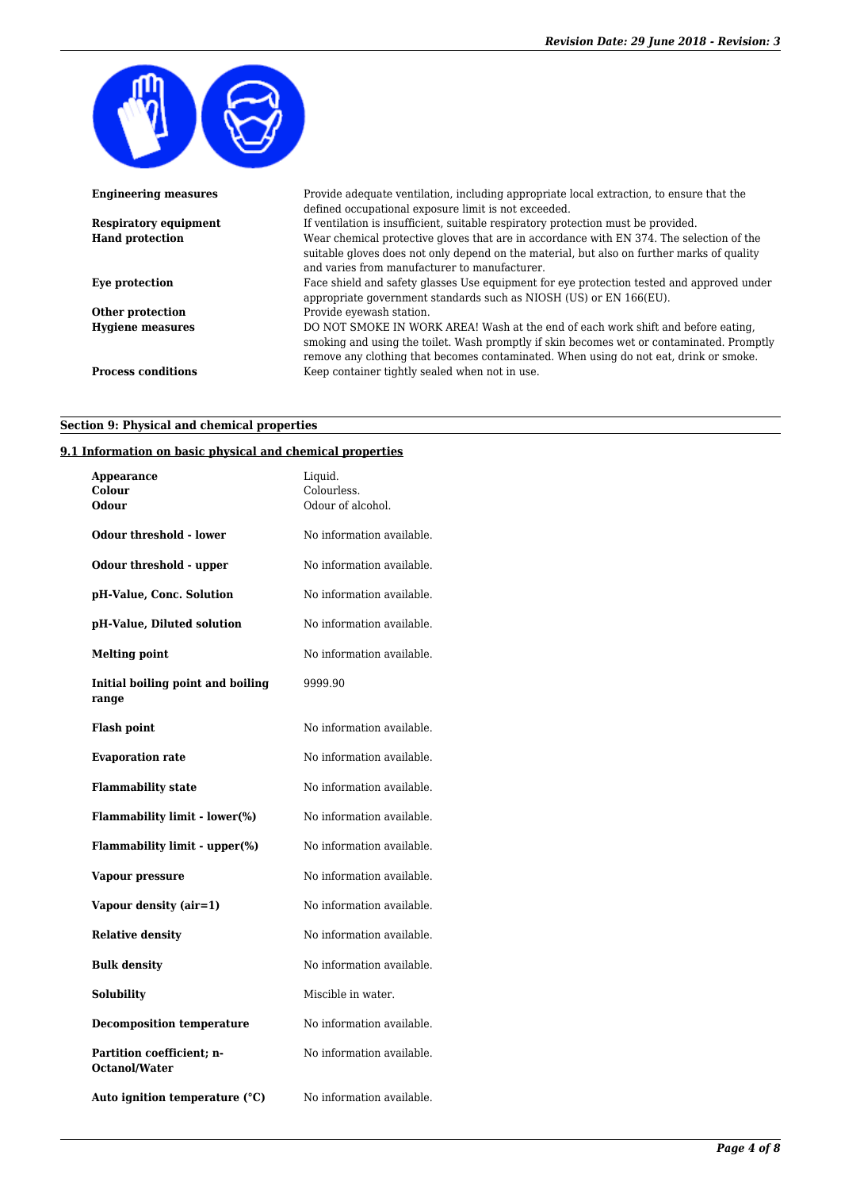| | |
|---|---|
| **Engineering measures** | Provide adequate ventilation, including appropriate local extraction, to ensure that the defined occupational exposure limit is not exceeded. |
| **Respiratory equipment** | If ventilation is insufficient, suitable respiratory protection must be provided. |
| **Hand protection** | Wear chemical protective gloves that are in accordance with EN 374. The selection of the suitable gloves does not only depend on the material, but also on further marks of quality and varies from manufacturer to manufacturer. |
| **Eye protection** | Face shield and safety glasses Use equipment for eye protection tested and approved under appropriate government standards such as NIOSH (US) or EN 166(EU). |
| **Other protection** | Provide eyewash station. |
| **Hygiene measures** | DO NOT SMOKE IN WORK AREA! Wash at the end of each work shift and before eating, smoking and using the toilet. Wash promptly if skin becomes wet or contaminated. Promptly remove any clothing that becomes contaminated. When using do not eat, drink or smoke. |
| **Process conditions** | Keep container tightly sealed when not in use. |

## Section 9: Physical and chemical properties

### 9.1 Information on basic physical and chemical properties

| | |
|---|---|
| **Appearance** | Liquid. |
| **Colour** | Colourless. |
| **Odour** | Odour of alcohol. |
| **Odour threshold - lower** | No information available. |
| **Odour threshold - upper** | No information available. |
| **pH-Value, Conc. Solution** | No information available. |
| **pH-Value, Diluted solution** | No information available. |
| **Melting point** | No information available. |
| **Initial boiling point and boiling range** | 9999.90 |
| **Flash point** | No information available. |
| **Evaporation rate** | No information available. |
| **Flammability state** | No information available. |
| **Flammability limit - lower(%)** | No information available. |
| **Flammability limit - upper(%)** | No information available. |
| **Vapour pressure** | No information available. |
| **Vapour density (air=1)** | No information available. |
| **Relative density** | No information available. |
| **Bulk density** | No information available. |
| **Solubility** | Miscible in water. |
| **Decomposition temperature** | No information available. |
| **Partition coefficient; n-Octanol/Water** | No information available. |
| **Auto ignition temperature (°C)** | No information available. |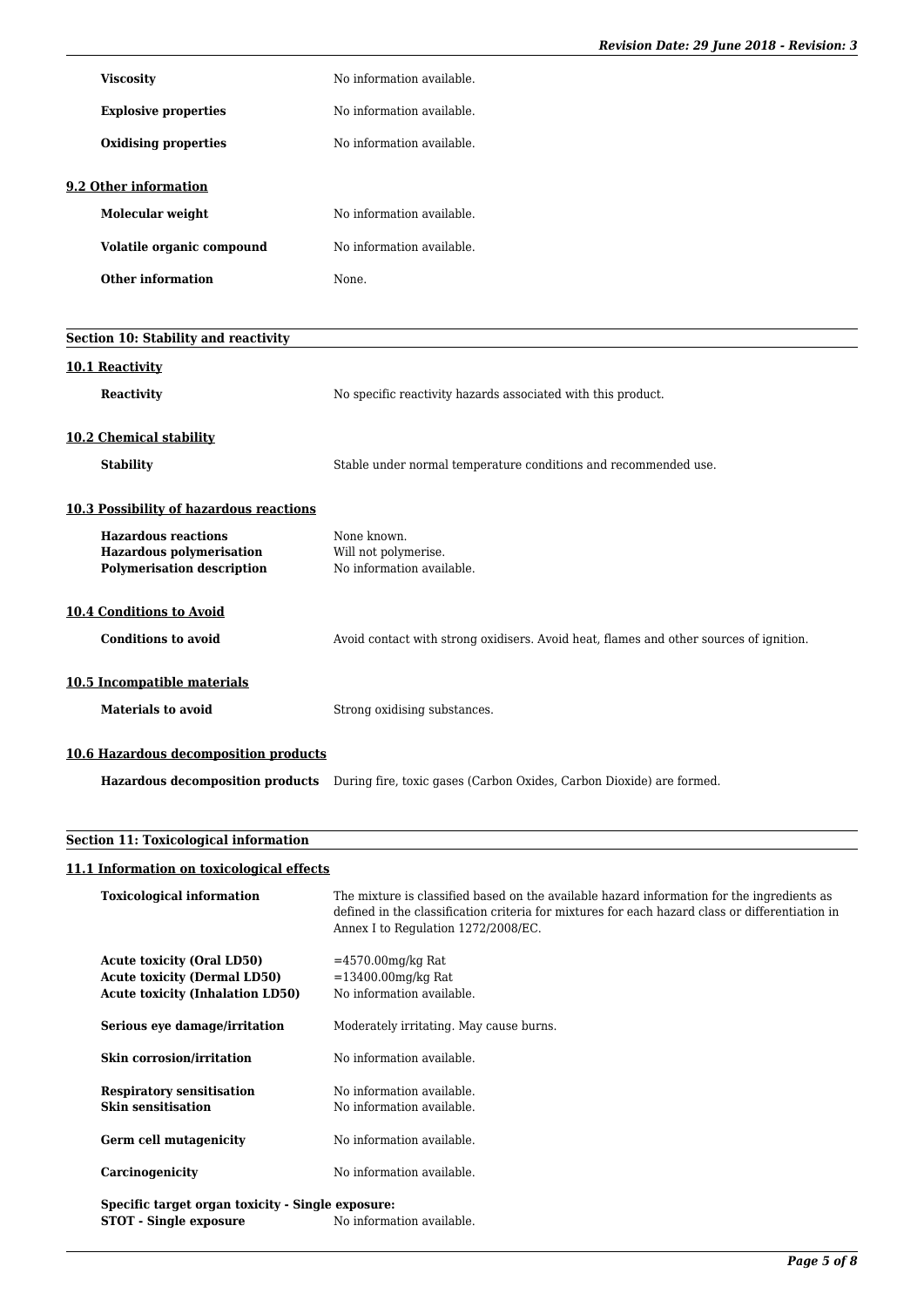| | |
|---|---|
| **Viscosity** | No information available. |
| **Explosive properties** | No information available. |
| **Oxidising properties** | No information available. |

### 9.2 Other information

| | |
|---|---|
| **Molecular weight** | No information available. |
| **Volatile organic compound** | No information available. |
| **Other information** | None. |

## Section 10: Stability and reactivity

### 10.1 Reactivity

| | |
|---|---|
| **Reactivity** | No specific reactivity hazards associated with this product. |

### 10.2 Chemical stability

| | |
|---|---|
| **Stability** | Stable under normal temperature conditions and recommended use. |

### 10.3 Possibility of hazardous reactions

| | |
|---|---|
| **Hazardous reactions** | None known. |
| **Hazardous polymerisation** | Will not polymerise. |
| **Polymerisation description** | No information available. |

### 10.4 Conditions to Avoid

| | |
|---|---|
| **Conditions to avoid** | Avoid contact with strong oxidisers. Avoid heat, flames and other sources of ignition. |

### 10.5 Incompatible materials

| | |
|---|---|
| **Materials to avoid** | Strong oxidising substances. |

### 10.6 Hazardous decomposition products

| | |
|---|---|
| **Hazardous decomposition products** | During fire, toxic gases (Carbon Oxides, Carbon Dioxide) are formed. |

## Section 11: Toxicological information

### 11.1 Information on toxicological effects

| | |
|---|---|
| **Toxicological information** | The mixture is classified based on the available hazard information for the ingredients as defined in the classification criteria for mixtures for each hazard class or differentiation in Annex I to Regulation 1272/2008/EC. |
| **Acute toxicity (Oral LD50)** | =4570.00mg/kg Rat |
| **Acute toxicity (Dermal LD50)** | =13400.00mg/kg Rat |
| **Acute toxicity (Inhalation LD50)** | No information available. |
| **Serious eye damage/irritation** | Moderately irritating. May cause burns. |
| **Skin corrosion/irritation** | No information available. |
| **Respiratory sensitisation** | No information available. |
| **Skin sensitisation** | No information available. |
| **Germ cell mutagenicity** | No information available. |
| **Carcinogenicity** | No information available. |

**Specific target organ toxicity - Single exposure:**

| | |
|---|---|
| **STOT - Single exposure** | No information available. |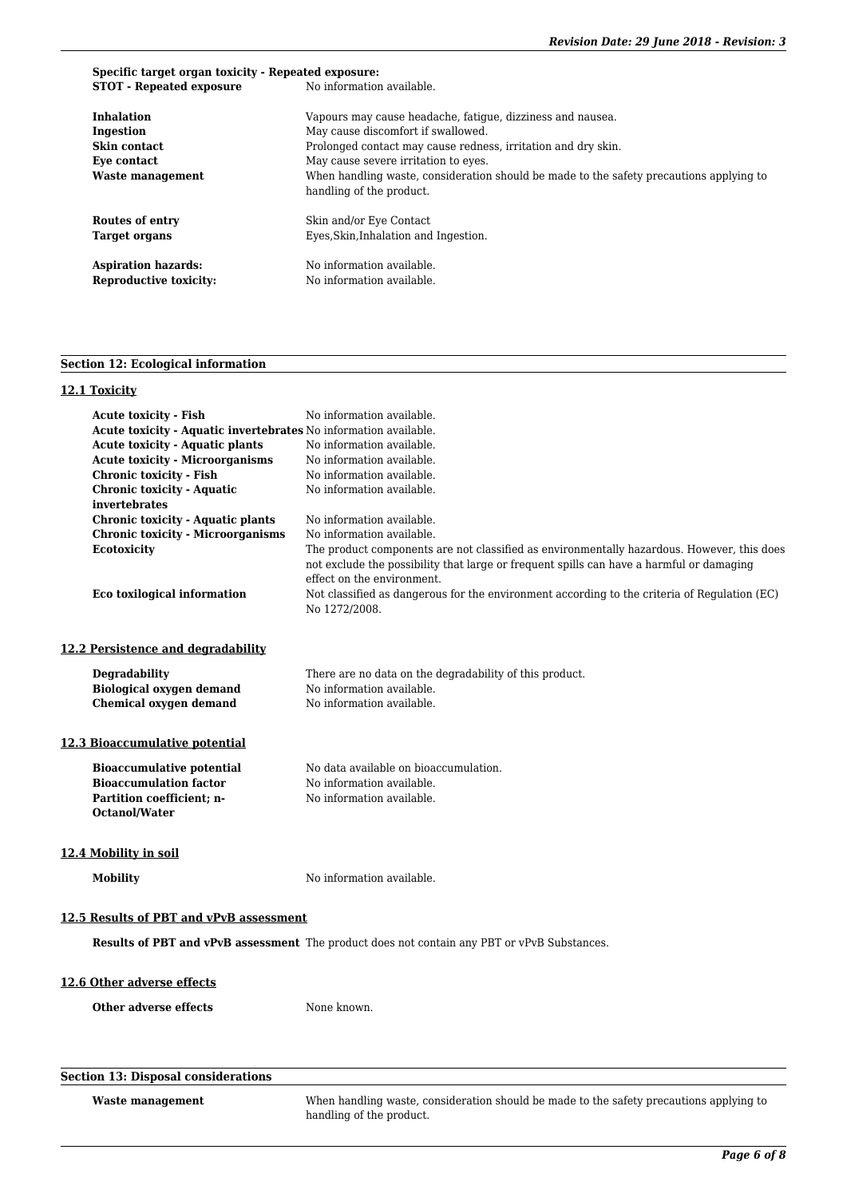**Specific target organ toxicity - Repeated exposure:**

| | |
|---|---|
| **STOT - Repeated exposure** | No information available. |
| **Inhalation** | Vapours may cause headache, fatigue, dizziness and nausea. |
| **Ingestion** | May cause discomfort if swallowed. |
| **Skin contact** | Prolonged contact may cause redness, irritation and dry skin. |
| **Eye contact** | May cause severe irritation to eyes. |
| **Waste management** | When handling waste, consideration should be made to the safety precautions applying to handling of the product. |
| **Routes of entry** | Skin and/or Eye Contact |
| **Target organs** | Eyes,Skin,Inhalation and Ingestion. |
| **Aspiration hazards:** | No information available. |
| **Reproductive toxicity:** | No information available. |

## Section 12: Ecological information

### 12.1 Toxicity

| | |
|---|---|
| **Acute toxicity - Fish** | No information available. |
| **Acute toxicity - Aquatic invertebrates** | No information available. |
| **Acute toxicity - Aquatic plants** | No information available. |
| **Acute toxicity - Microorganisms** | No information available. |
| **Chronic toxicity - Fish** | No information available. |
| **Chronic toxicity - Aquatic invertebrates** | No information available. |
| **Chronic toxicity - Aquatic plants** | No information available. |
| **Chronic toxicity - Microorganisms** | No information available. |
| **Ecotoxicity** | The product components are not classified as environmentally hazardous. However, this does not exclude the possibility that large or frequent spills can have a harmful or damaging effect on the environment. |
| **Eco toxilogical information** | Not classified as dangerous for the environment according to the criteria of Regulation (EC) No 1272/2008. |

### 12.2 Persistence and degradability

| | |
|---|---|
| **Degradability** | There are no data on the degradability of this product. |
| **Biological oxygen demand** | No information available. |
| **Chemical oxygen demand** | No information available. |

### 12.3 Bioaccumulative potential

| | |
|---|---|
| **Bioaccumulative potential** | No data available on bioaccumulation. |
| **Bioaccumulation factor** | No information available. |
| **Partition coefficient; n-Octanol/Water** | No information available. |

### 12.4 Mobility in soil

| | |
|---|---|
| **Mobility** | No information available. |

### 12.5 Results of PBT and vPvB assessment

| | |
|---|---|
| **Results of PBT and vPvB assessment** | The product does not contain any PBT or vPvB Substances. |

### 12.6 Other adverse effects

| | |
|---|---|
| **Other adverse effects** | None known. |

## Section 13: Disposal considerations

| | |
|---|---|
| **Waste management** | When handling waste, consideration should be made to the safety precautions applying to handling of the product. |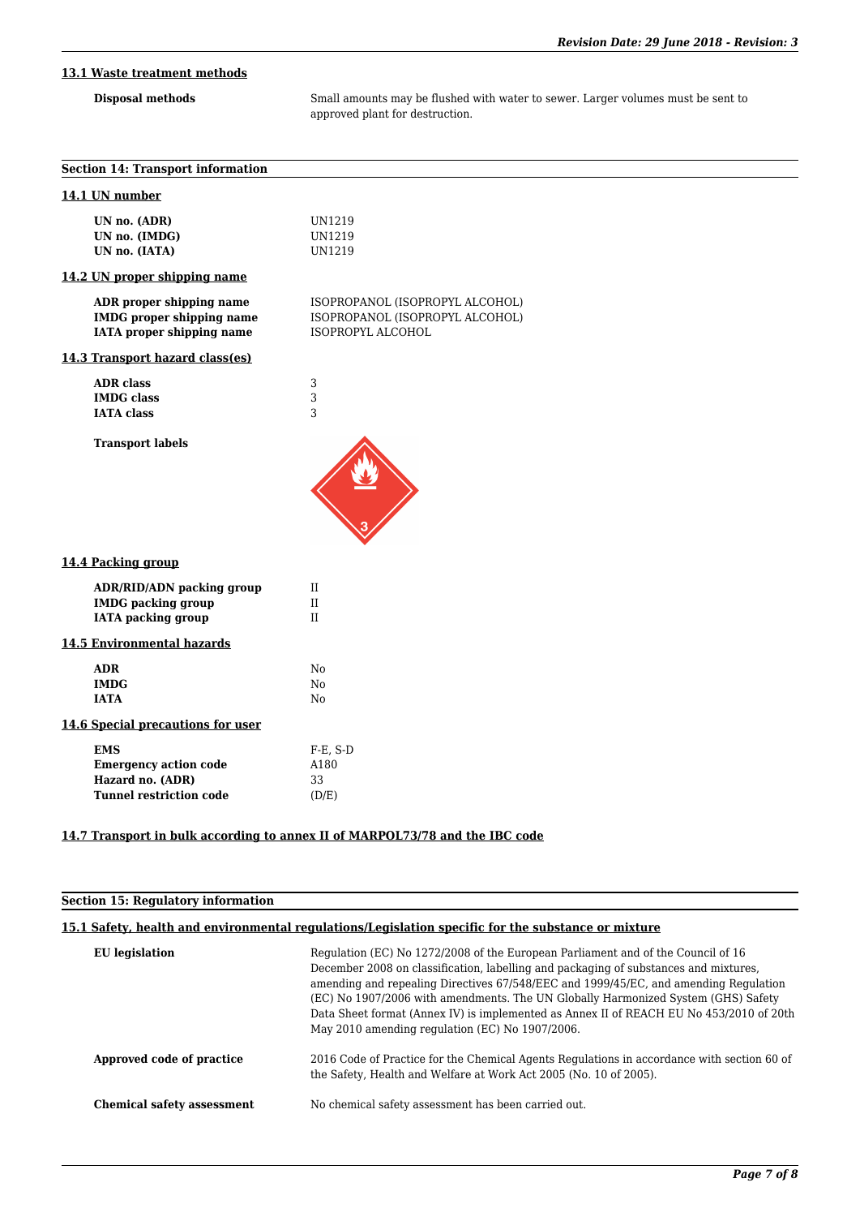### 13.1 Waste treatment methods

| | |
|---|---|
| **Disposal methods** | Small amounts may be flushed with water to sewer. Larger volumes must be sent to approved plant for destruction. |

## Section 14: Transport information

### 14.1 UN number

| | |
|---|---|
| **UN no. (ADR)** | UN1219 |
| **UN no. (IMDG)** | UN1219 |
| **UN no. (IATA)** | UN1219 |

### 14.2 UN proper shipping name

| | |
|---|---|
| **ADR proper shipping name** | ISOPROPANOL (ISOPROPYL ALCOHOL) |
| **IMDG proper shipping name** | ISOPROPANOL (ISOPROPYL ALCOHOL) |
| **IATA proper shipping name** | ISOPROPYL ALCOHOL |

### 14.3 Transport hazard class(es)

| | |
|---|---|
| **ADR class** | 3 |
| **IMDG class** | 3 |
| **IATA class** | 3 |

**Transport labels**

### 14.4 Packing group

| | |
|---|---|
| **ADR/RID/ADN packing group** | II |
| **IMDG packing group** | II |
| **IATA packing group** | II |

### 14.5 Environmental hazards

| | |
|---|---|
| **ADR** | No |
| **IMDG** | No |
| **IATA** | No |

### 14.6 Special precautions for user

| | |
|---|---|
| **EMS** | F-E, S-D |
| **Emergency action code** | A180 |
| **Hazard no. (ADR)** | 33 |
| **Tunnel restriction code** | (D/E) |

### 14.7 Transport in bulk according to annex II of MARPOL73/78 and the IBC code

## Section 15: Regulatory information

### 15.1 Safety, health and environmental regulations/Legislation specific for the substance or mixture

| | |
|---|---|
| **EU legislation** | Regulation (EC) No 1272/2008 of the European Parliament and of the Council of 16 December 2008 on classification, labelling and packaging of substances and mixtures, amending and repealing Directives 67/548/EEC and 1999/45/EC, and amending Regulation (EC) No 1907/2006 with amendments. The UN Globally Harmonized System (GHS) Safety Data Sheet format (Annex IV) is implemented as Annex II of REACH EU No 453/2010 of 20th May 2010 amending regulation (EC) No 1907/2006. |
| **Approved code of practice** | 2016 Code of Practice for the Chemical Agents Regulations in accordance with section 60 of the Safety, Health and Welfare at Work Act 2005 (No. 10 of 2005). |
| **Chemical safety assessment** | No chemical safety assessment has been carried out. |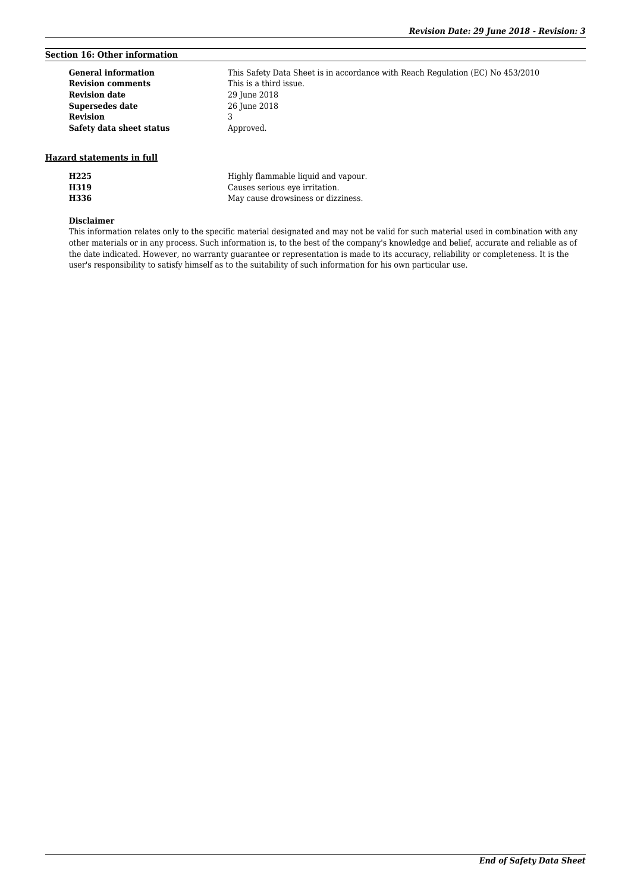## Section 16: Other information

| | |
|---|---|
| **General information** | This Safety Data Sheet is in accordance with Reach Regulation (EC) No 453/2010 |
| **Revision comments** | This is a third issue. |
| **Revision date** | 29 June 2018 |
| **Supersedes date** | 26 June 2018 |
| **Revision** | 3 |
| **Safety data sheet status** | Approved. |

**Hazard statements in full**

| | |
|---|---|
| **H225** | Highly flammable liquid and vapour. |
| **H319** | Causes serious eye irritation. |
| **H336** | May cause drowsiness or dizziness. |

**Disclaimer**

This information relates only to the specific material designated and may not be valid for such material used in combination with any other materials or in any process. Such information is, to the best of the company's knowledge and belief, accurate and reliable as of the date indicated. However, no warranty guarantee or representation is made to its accuracy, reliability or completeness. It is the user's responsibility to satisfy himself as to the suitability of such information for his own particular use.

***End of Safety Data Sheet***